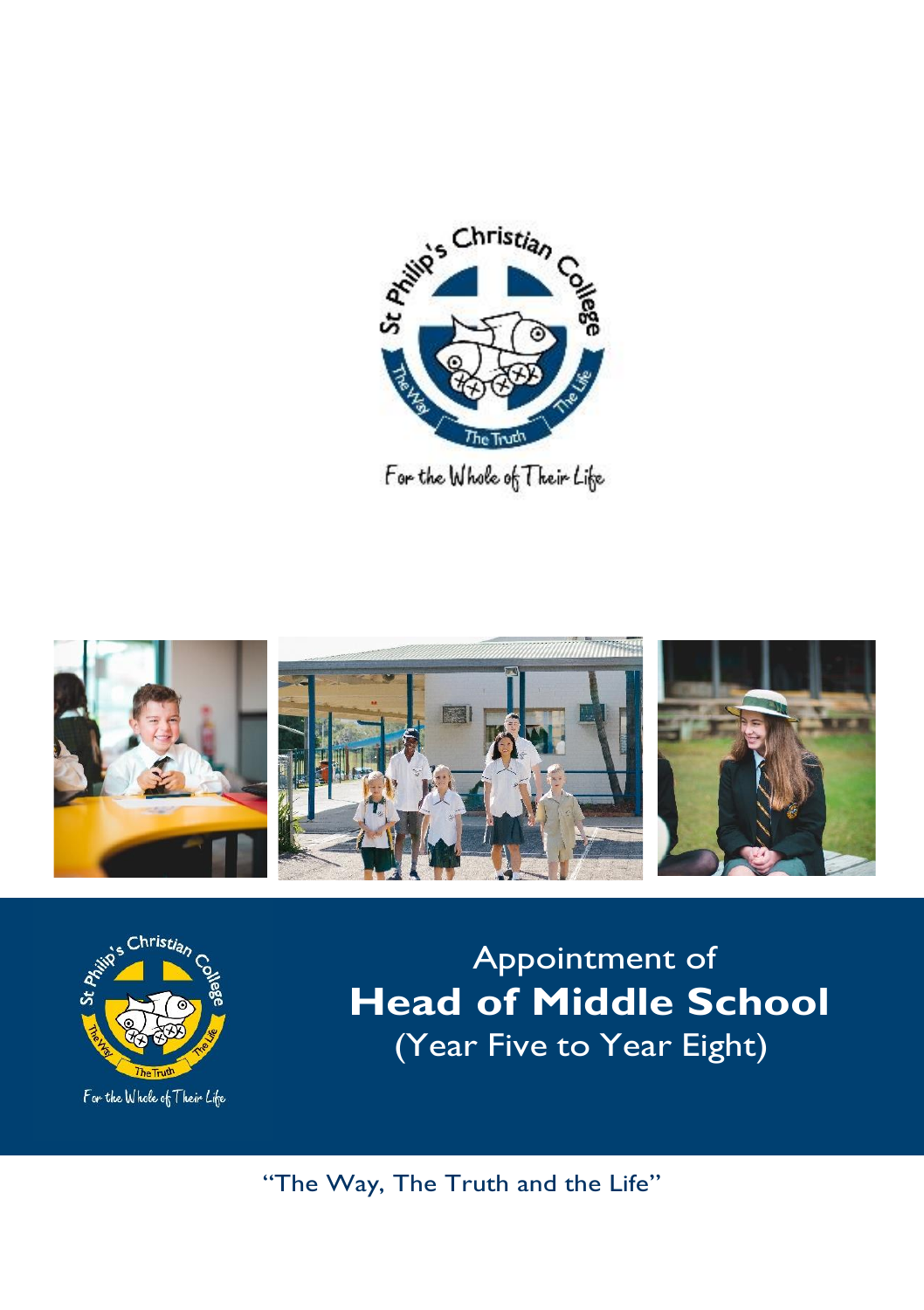St Philip's Christian College

The Way · The Truth · The Life

For the Whole of Their Life

# Appointment of
# Head of Middle School
## (Year Five to Year Eight)

"The Way, The Truth and the Life"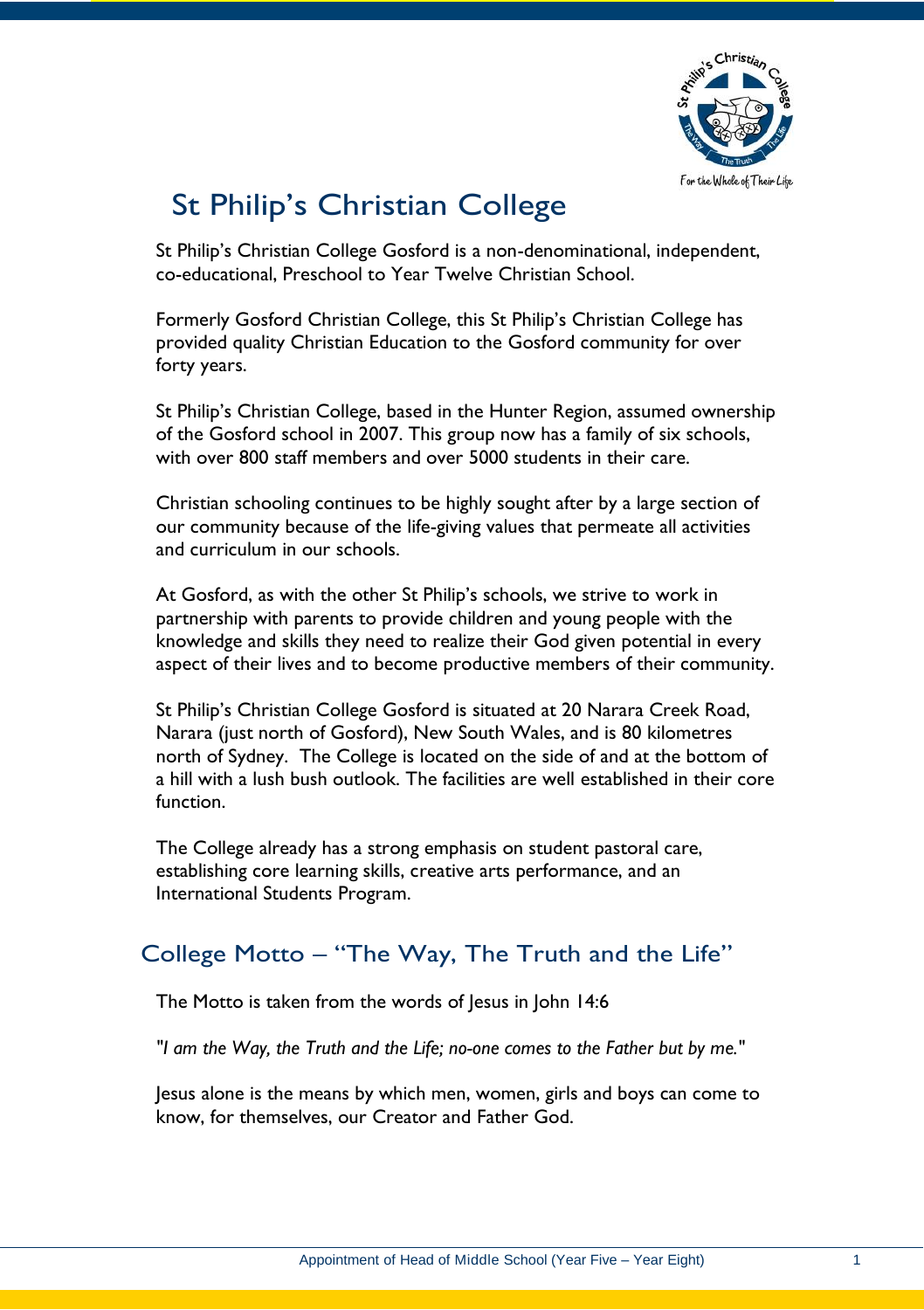# St Philip's Christian College

St Philip's Christian College Gosford is a non-denominational, independent, co-educational, Preschool to Year Twelve Christian School.

Formerly Gosford Christian College, this St Philip's Christian College has provided quality Christian Education to the Gosford community for over forty years.

St Philip's Christian College, based in the Hunter Region, assumed ownership of the Gosford school in 2007. This group now has a family of six schools, with over 800 staff members and over 5000 students in their care.

Christian schooling continues to be highly sought after by a large section of our community because of the life-giving values that permeate all activities and curriculum in our schools.

At Gosford, as with the other St Philip's schools, we strive to work in partnership with parents to provide children and young people with the knowledge and skills they need to realize their God given potential in every aspect of their lives and to become productive members of their community.

St Philip's Christian College Gosford is situated at 20 Narara Creek Road, Narara (just north of Gosford), New South Wales, and is 80 kilometres north of Sydney. The College is located on the side of and at the bottom of a hill with a lush bush outlook. The facilities are well established in their core function.

The College already has a strong emphasis on student pastoral care, establishing core learning skills, creative arts performance, and an International Students Program.

## College Motto – "The Way, The Truth and the Life"

The Motto is taken from the words of Jesus in John 14:6

*"I am the Way, the Truth and the Life; no-one comes to the Father but by me."*

Jesus alone is the means by which men, women, girls and boys can come to know, for themselves, our Creator and Father God.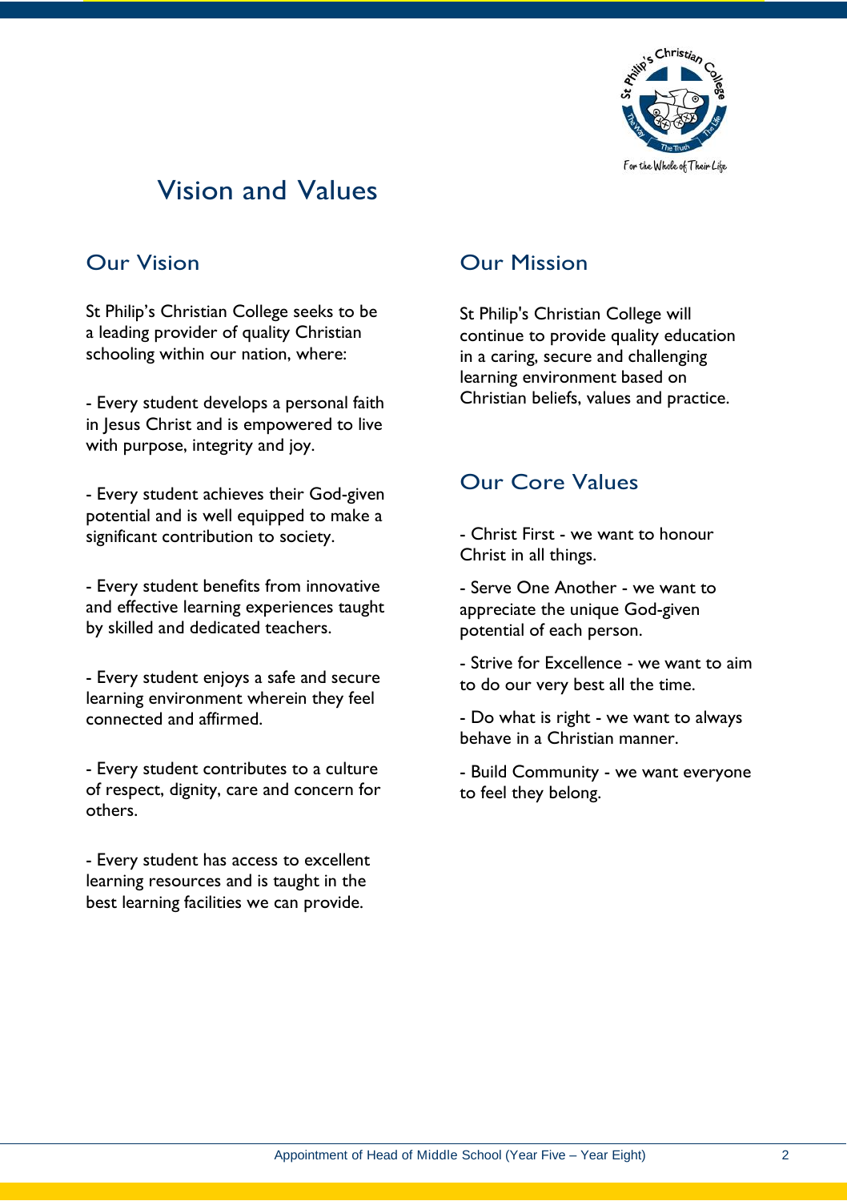# Vision and Values

## Our Vision

St Philip's Christian College seeks to be a leading provider of quality Christian schooling within our nation, where:

- Every student develops a personal faith in Jesus Christ and is empowered to live with purpose, integrity and joy.

- Every student achieves their God-given potential and is well equipped to make a significant contribution to society.

- Every student benefits from innovative and effective learning experiences taught by skilled and dedicated teachers.

- Every student enjoys a safe and secure learning environment wherein they feel connected and affirmed.

- Every student contributes to a culture of respect, dignity, care and concern for others.

- Every student has access to excellent learning resources and is taught in the best learning facilities we can provide.

## Our Mission

St Philip's Christian College will continue to provide quality education in a caring, secure and challenging learning environment based on Christian beliefs, values and practice.

## Our Core Values

- Christ First - we want to honour Christ in all things.

- Serve One Another - we want to appreciate the unique God-given potential of each person.

- Strive for Excellence - we want to aim to do our very best all the time.

- Do what is right - we want to always behave in a Christian manner.

- Build Community - we want everyone to feel they belong.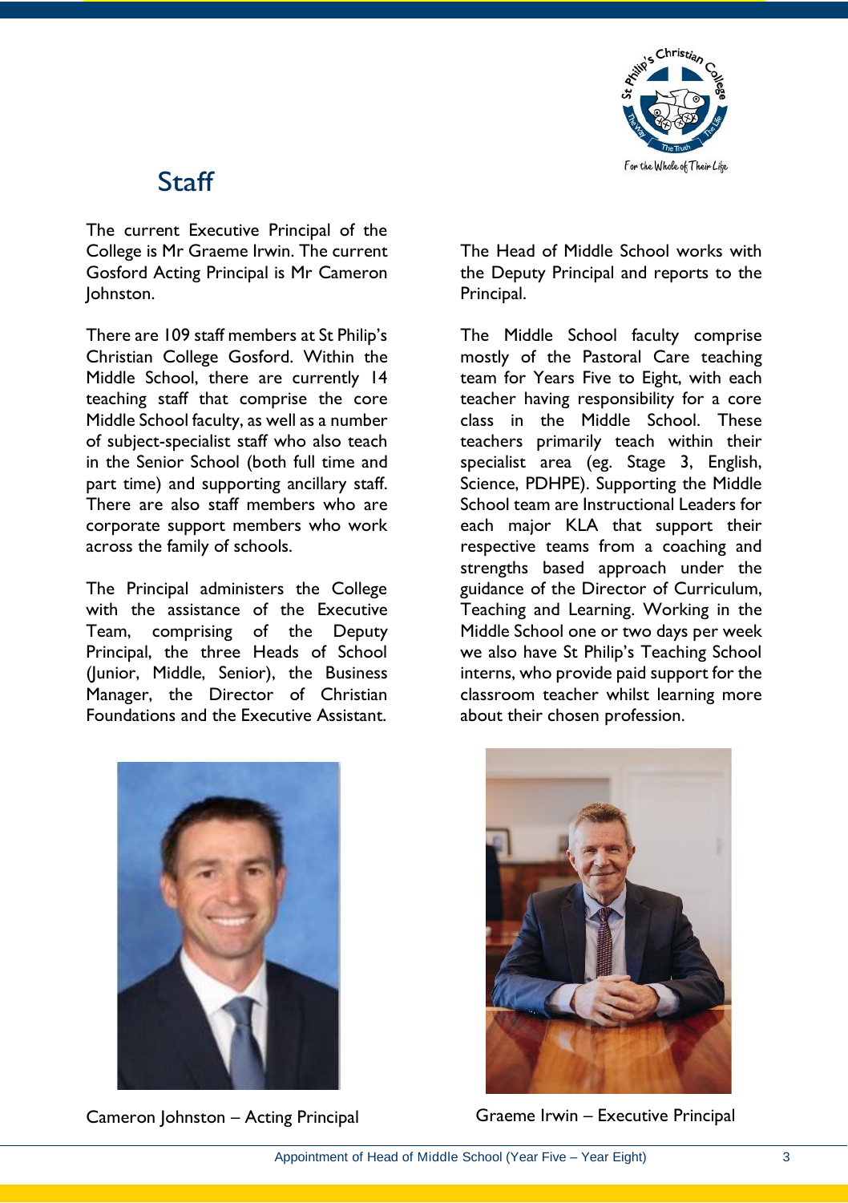## Staff

The current Executive Principal of the College is Mr Graeme Irwin. The current Gosford Acting Principal is Mr Cameron Johnston.

There are 109 staff members at St Philip's Christian College Gosford. Within the Middle School, there are currently 14 teaching staff that comprise the core Middle School faculty, as well as a number of subject-specialist staff who also teach in the Senior School (both full time and part time) and supporting ancillary staff. There are also staff members who are corporate support members who work across the family of schools.

The Principal administers the College with the assistance of the Executive Team, comprising of the Deputy Principal, the three Heads of School (Junior, Middle, Senior), the Business Manager, the Director of Christian Foundations and the Executive Assistant.

The Head of Middle School works with the Deputy Principal and reports to the Principal.

The Middle School faculty comprise mostly of the Pastoral Care teaching team for Years Five to Eight, with each teacher having responsibility for a core class in the Middle School. These teachers primarily teach within their specialist area (eg. Stage 3, English, Science, PDHPE). Supporting the Middle School team are Instructional Leaders for each major KLA that support their respective teams from a coaching and strengths based approach under the guidance of the Director of Curriculum, Teaching and Learning. Working in the Middle School one or two days per week we also have St Philip's Teaching School interns, who provide paid support for the classroom teacher whilst learning more about their chosen profession.

Cameron Johnston – Acting Principal

Graeme Irwin – Executive Principal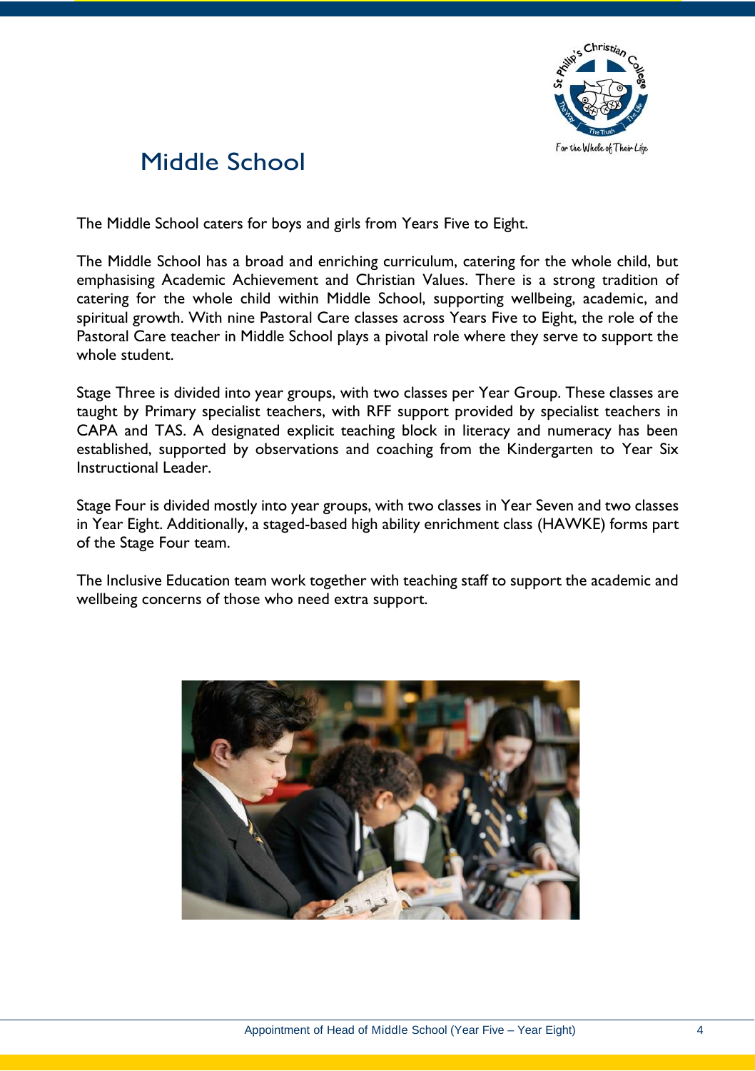# Middle School

The Middle School caters for boys and girls from Years Five to Eight.

The Middle School has a broad and enriching curriculum, catering for the whole child, but emphasising Academic Achievement and Christian Values. There is a strong tradition of catering for the whole child within Middle School, supporting wellbeing, academic, and spiritual growth. With nine Pastoral Care classes across Years Five to Eight, the role of the Pastoral Care teacher in Middle School plays a pivotal role where they serve to support the whole student.

Stage Three is divided into year groups, with two classes per Year Group. These classes are taught by Primary specialist teachers, with RFF support provided by specialist teachers in CAPA and TAS. A designated explicit teaching block in literacy and numeracy has been established, supported by observations and coaching from the Kindergarten to Year Six Instructional Leader.

Stage Four is divided mostly into year groups, with two classes in Year Seven and two classes in Year Eight. Additionally, a staged-based high ability enrichment class (HAWKE) forms part of the Stage Four team.

The Inclusive Education team work together with teaching staff to support the academic and wellbeing concerns of those who need extra support.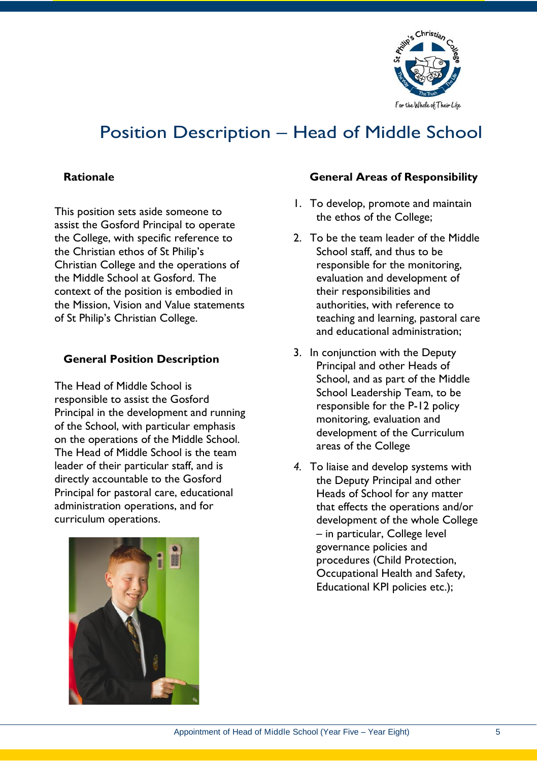# Position Description – Head of Middle School

## Rationale

This position sets aside someone to assist the Gosford Principal to operate the College, with specific reference to the Christian ethos of St Philip's Christian College and the operations of the Middle School at Gosford. The context of the position is embodied in the Mission, Vision and Value statements of St Philip's Christian College.

## General Position Description

The Head of Middle School is responsible to assist the Gosford Principal in the development and running of the School, with particular emphasis on the operations of the Middle School. The Head of Middle School is the team leader of their particular staff, and is directly accountable to the Gosford Principal for pastoral care, educational administration operations, and for curriculum operations.

## General Areas of Responsibility

1. To develop, promote and maintain the ethos of the College;
2. To be the team leader of the Middle School staff, and thus to be responsible for the monitoring, evaluation and development of their responsibilities and authorities, with reference to teaching and learning, pastoral care and educational administration;
3. In conjunction with the Deputy Principal and other Heads of School, and as part of the Middle School Leadership Team, to be responsible for the P-12 policy monitoring, evaluation and development of the Curriculum areas of the College
4. To liaise and develop systems with the Deputy Principal and other Heads of School for any matter that effects the operations and/or development of the whole College – in particular, College level governance policies and procedures (Child Protection, Occupational Health and Safety, Educational KPI policies etc.);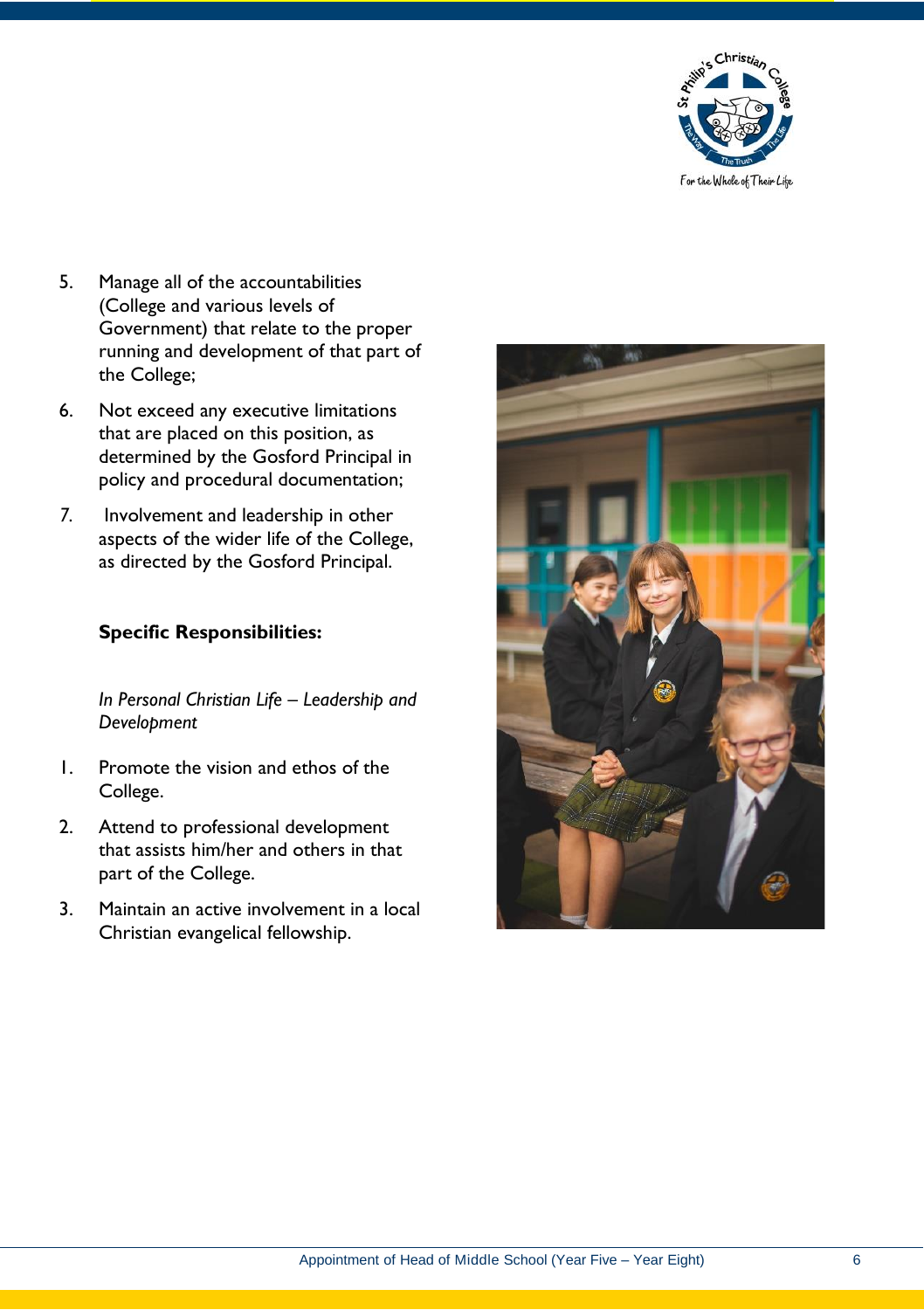5. Manage all of the accountabilities (College and various levels of Government) that relate to the proper running and development of that part of the College;

6. Not exceed any executive limitations that are placed on this position, as determined by the Gosford Principal in policy and procedural documentation;

7. Involvement and leadership in other aspects of the wider life of the College, as directed by the Gosford Principal.

**Specific Responsibilities:**

*In Personal Christian Life – Leadership and Development*

1. Promote the vision and ethos of the College.

2. Attend to professional development that assists him/her and others in that part of the College.

3. Maintain an active involvement in a local Christian evangelical fellowship.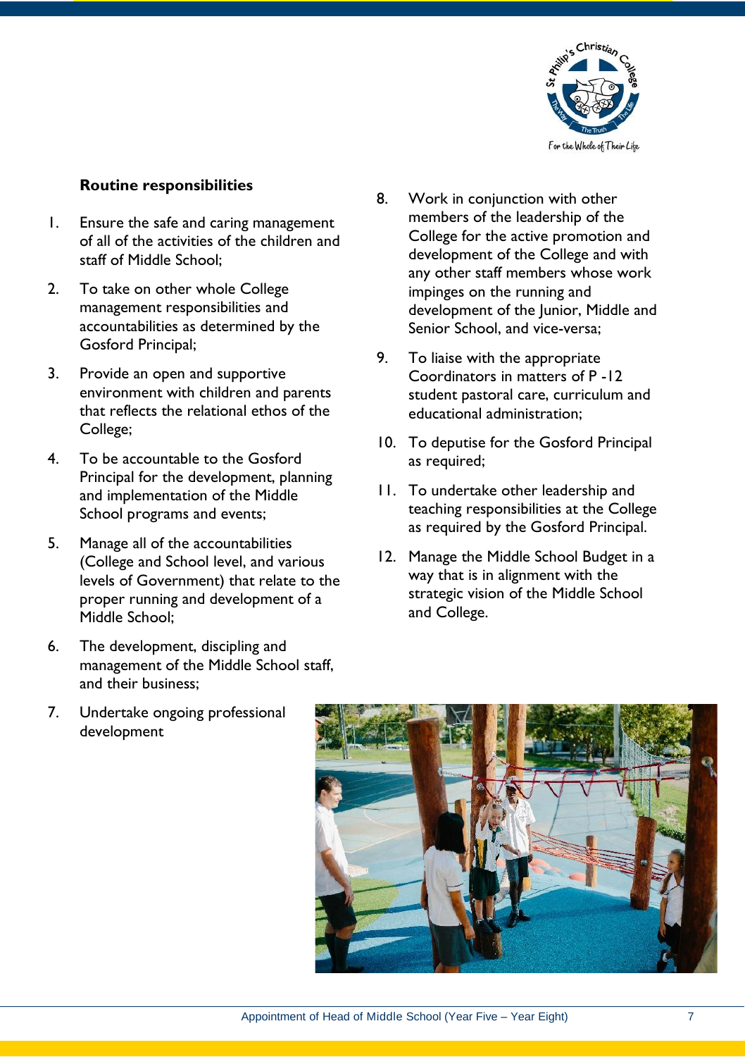### Routine responsibilities

1. Ensure the safe and caring management of all of the activities of the children and staff of Middle School;
2. To take on other whole College management responsibilities and accountabilities as determined by the Gosford Principal;
3. Provide an open and supportive environment with children and parents that reflects the relational ethos of the College;
4. To be accountable to the Gosford Principal for the development, planning and implementation of the Middle School programs and events;
5. Manage all of the accountabilities (College and School level, and various levels of Government) that relate to the proper running and development of a Middle School;
6. The development, discipling and management of the Middle School staff, and their business;
7. Undertake ongoing professional development
8. Work in conjunction with other members of the leadership of the College for the active promotion and development of the College and with any other staff members whose work impinges on the running and development of the Junior, Middle and Senior School, and vice-versa;
9. To liaise with the appropriate Coordinators in matters of P -12 student pastoral care, curriculum and educational administration;
10. To deputise for the Gosford Principal as required;
11. To undertake other leadership and teaching responsibilities at the College as required by the Gosford Principal.
12. Manage the Middle School Budget in a way that is in alignment with the strategic vision of the Middle School and College.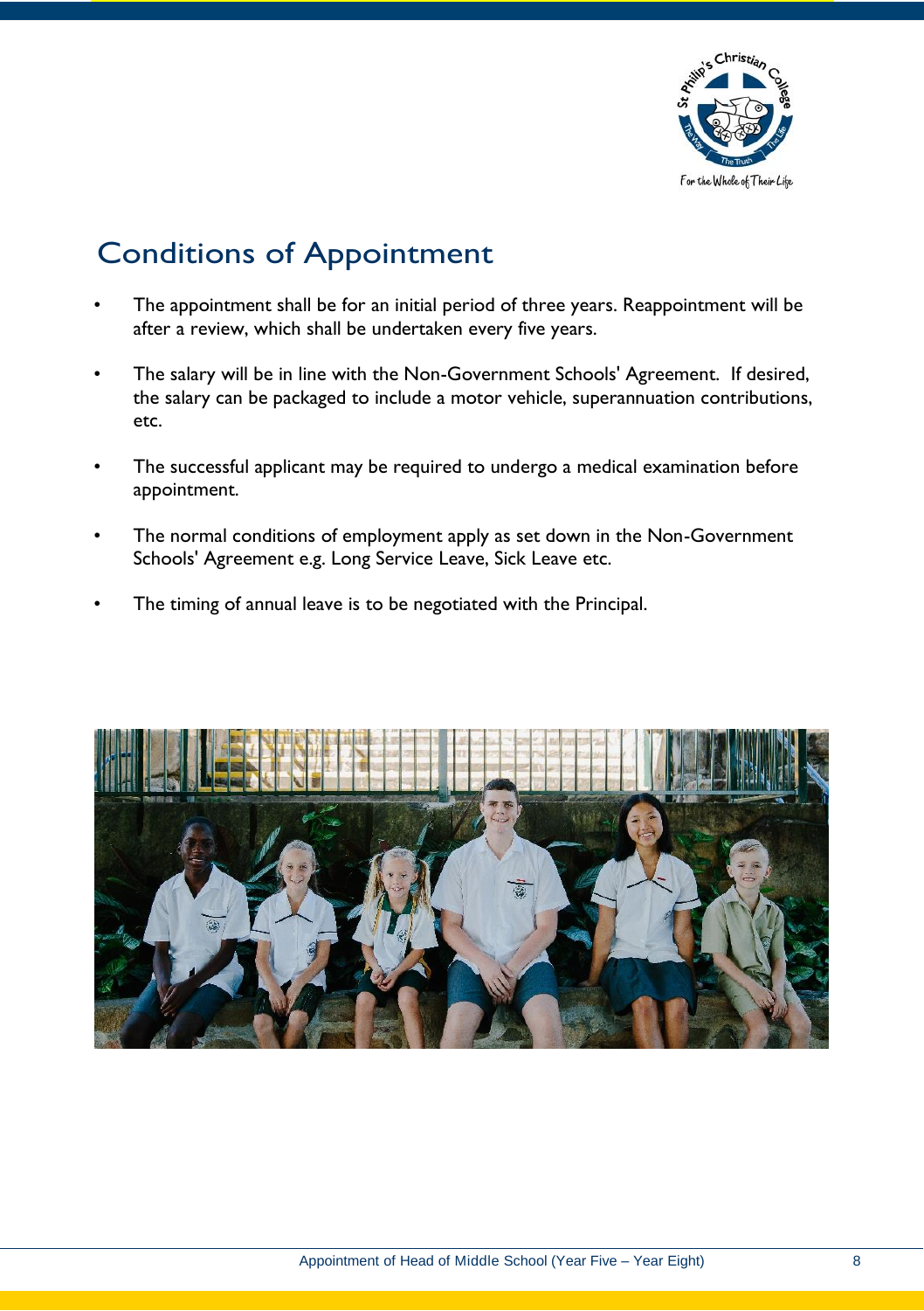## Conditions of Appointment

- The appointment shall be for an initial period of three years. Reappointment will be after a review, which shall be undertaken every five years.
- The salary will be in line with the Non-Government Schools' Agreement. If desired, the salary can be packaged to include a motor vehicle, superannuation contributions, etc.
- The successful applicant may be required to undergo a medical examination before appointment.
- The normal conditions of employment apply as set down in the Non-Government Schools' Agreement e.g. Long Service Leave, Sick Leave etc.
- The timing of annual leave is to be negotiated with the Principal.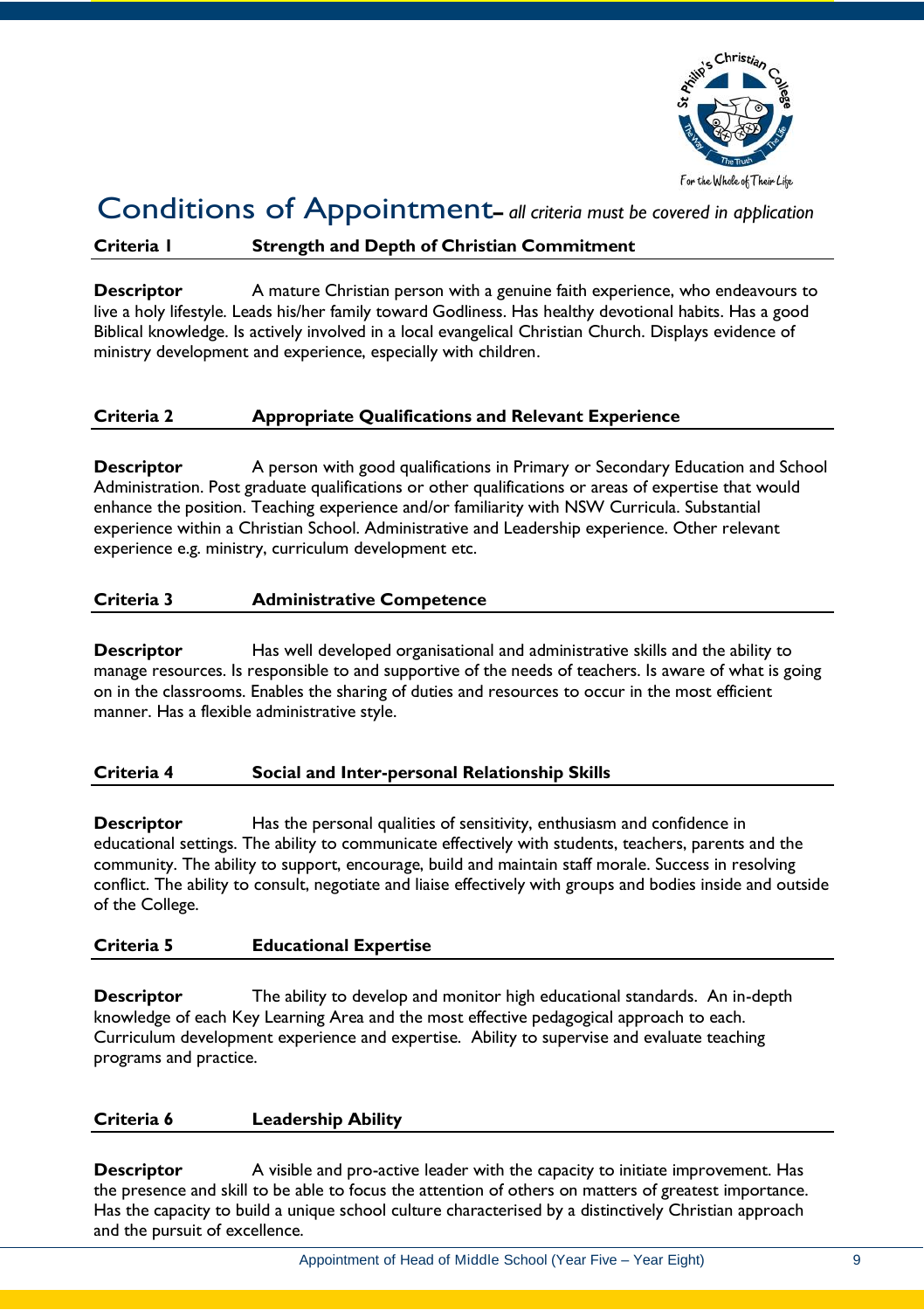# Conditions of Appointment– *all criteria must be covered in application*

**Criteria 1 Strength and Depth of Christian Commitment**

**Descriptor** A mature Christian person with a genuine faith experience, who endeavours to live a holy lifestyle. Leads his/her family toward Godliness. Has healthy devotional habits. Has a good Biblical knowledge. Is actively involved in a local evangelical Christian Church. Displays evidence of ministry development and experience, especially with children.

**Criteria 2 Appropriate Qualifications and Relevant Experience**

**Descriptor** A person with good qualifications in Primary or Secondary Education and School Administration. Post graduate qualifications or other qualifications or areas of expertise that would enhance the position. Teaching experience and/or familiarity with NSW Curricula. Substantial experience within a Christian School. Administrative and Leadership experience. Other relevant experience e.g. ministry, curriculum development etc.

**Criteria 3 Administrative Competence**

**Descriptor** Has well developed organisational and administrative skills and the ability to manage resources. Is responsible to and supportive of the needs of teachers. Is aware of what is going on in the classrooms. Enables the sharing of duties and resources to occur in the most efficient manner. Has a flexible administrative style.

**Criteria 4 Social and Inter-personal Relationship Skills**

**Descriptor** Has the personal qualities of sensitivity, enthusiasm and confidence in educational settings. The ability to communicate effectively with students, teachers, parents and the community. The ability to support, encourage, build and maintain staff morale. Success in resolving conflict. The ability to consult, negotiate and liaise effectively with groups and bodies inside and outside of the College.

**Criteria 5 Educational Expertise**

**Descriptor** The ability to develop and monitor high educational standards. An in-depth knowledge of each Key Learning Area and the most effective pedagogical approach to each. Curriculum development experience and expertise. Ability to supervise and evaluate teaching programs and practice.

**Criteria 6 Leadership Ability**

**Descriptor** A visible and pro-active leader with the capacity to initiate improvement. Has the presence and skill to be able to focus the attention of others on matters of greatest importance. Has the capacity to build a unique school culture characterised by a distinctively Christian approach and the pursuit of excellence.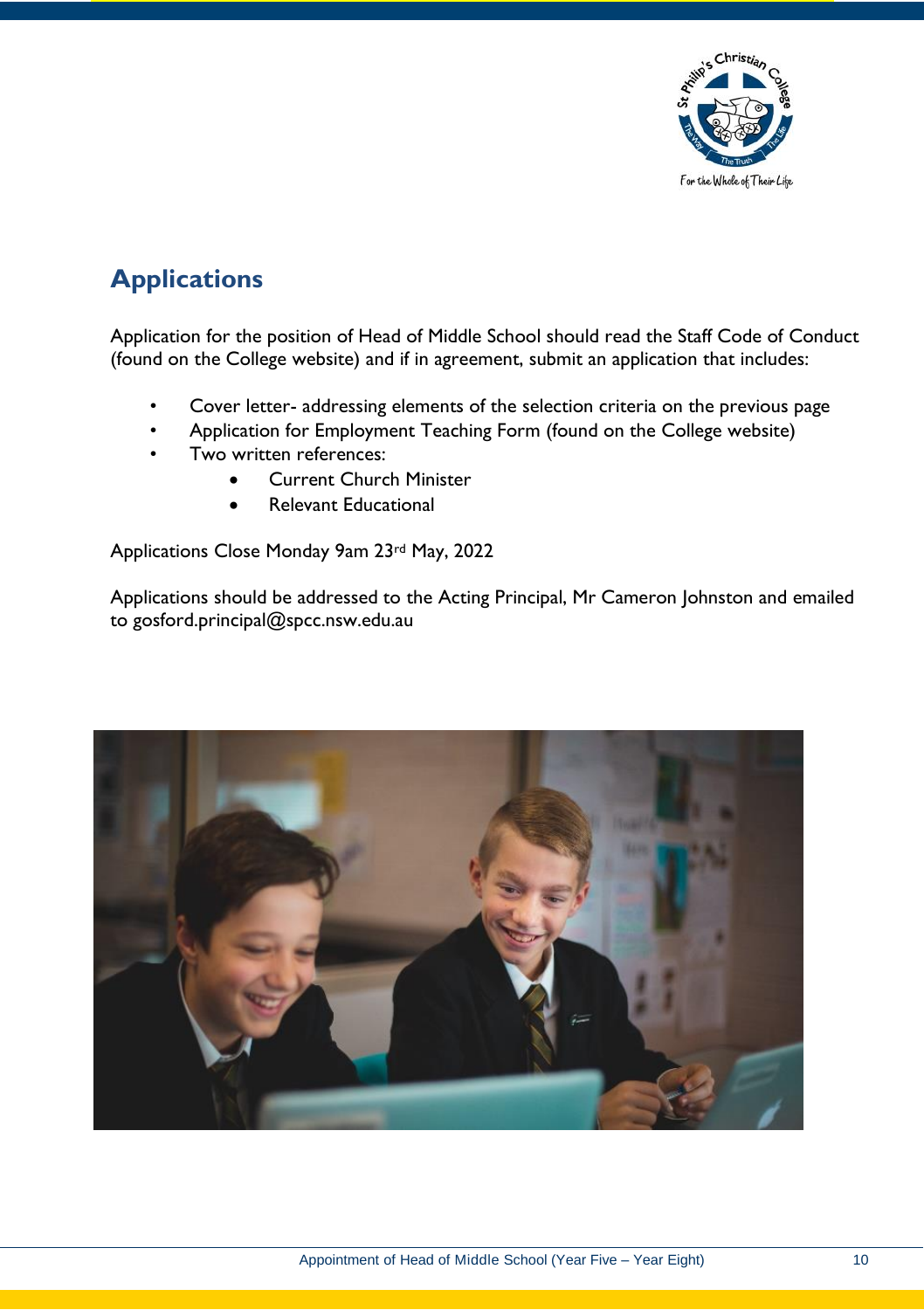## Applications

Application for the position of Head of Middle School should read the Staff Code of Conduct (found on the College website) and if in agreement, submit an application that includes:

- Cover letter- addressing elements of the selection criteria on the previous page
- Application for Employment Teaching Form (found on the College website)
- Two written references:
  - Current Church Minister
  - Relevant Educational

Applications Close Monday 9am 23rd May, 2022

Applications should be addressed to the Acting Principal, Mr Cameron Johnston and emailed to gosford.principal@spcc.nsw.edu.au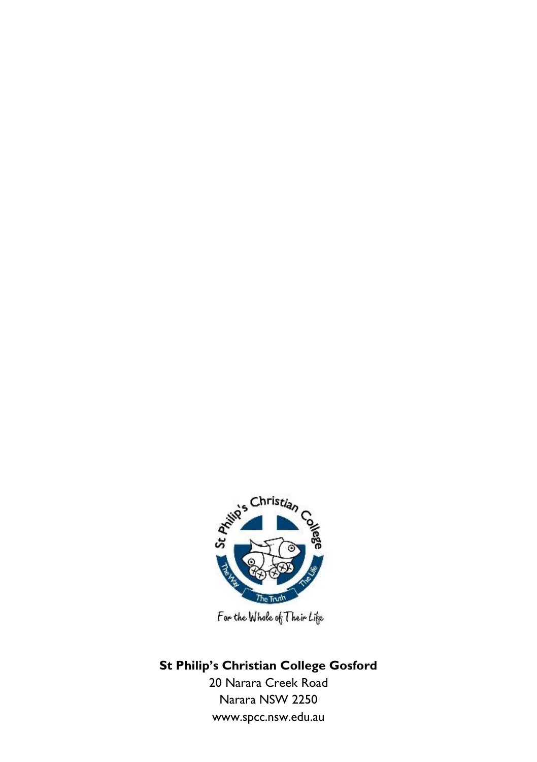**St Philip's Christian College Gosford**

20 Narara Creek Road
Narara NSW 2250
www.spcc.nsw.edu.au